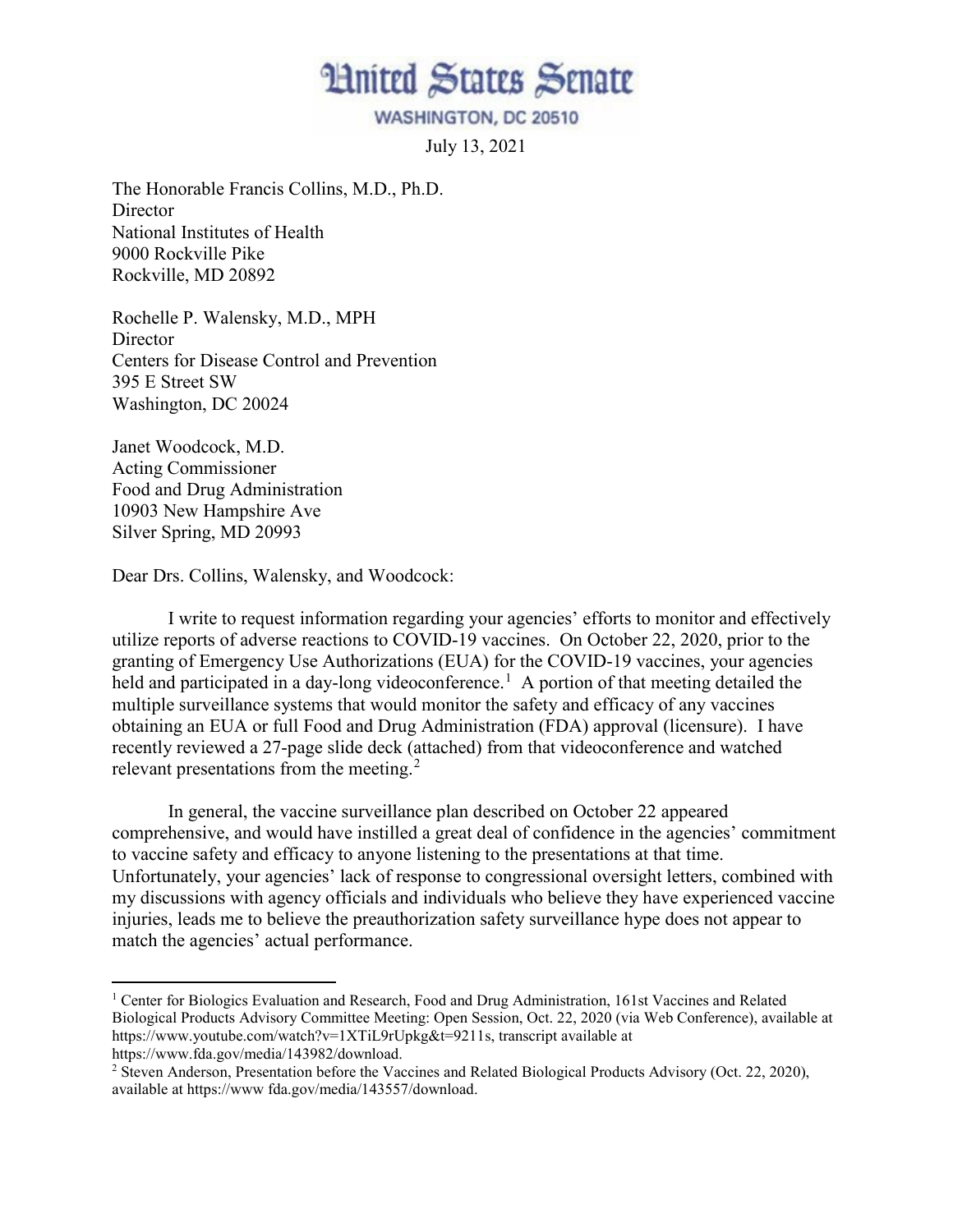# United States Senate

WASHINGTON, DC 20510

July 13, 2021

The Honorable Francis Collins, M.D., Ph.D.
Director
National Institutes of Health
9000 Rockville Pike
Rockville, MD 20892

Rochelle P. Walensky, M.D., MPH
Director
Centers for Disease Control and Prevention
395 E Street SW
Washington, DC 20024

Janet Woodcock, M.D.
Acting Commissioner
Food and Drug Administration
10903 New Hampshire Ave
Silver Spring, MD 20993

Dear Drs. Collins, Walensky, and Woodcock:

I write to request information regarding your agencies' efforts to monitor and effectively utilize reports of adverse reactions to COVID-19 vaccines. On October 22, 2020, prior to the granting of Emergency Use Authorizations (EUA) for the COVID-19 vaccines, your agencies held and participated in a day-long videoconference.[1] A portion of that meeting detailed the multiple surveillance systems that would monitor the safety and efficacy of any vaccines obtaining an EUA or full Food and Drug Administration (FDA) approval (licensure). I have recently reviewed a 27-page slide deck (attached) from that videoconference and watched relevant presentations from the meeting.[2]

In general, the vaccine surveillance plan described on October 22 appeared comprehensive, and would have instilled a great deal of confidence in the agencies' commitment to vaccine safety and efficacy to anyone listening to the presentations at that time. Unfortunately, your agencies' lack of response to congressional oversight letters, combined with my discussions with agency officials and individuals who believe they have experienced vaccine injuries, leads me to believe the preauthorization safety surveillance hype does not appear to match the agencies' actual performance.

---

[1] Center for Biologics Evaluation and Research, Food and Drug Administration, 161st Vaccines and Related Biological Products Advisory Committee Meeting: Open Session, Oct. 22, 2020 (via Web Conference), available at https://www.youtube.com/watch?v=1XTiL9rUpkg&t=9211s, transcript available at https://www.fda.gov/media/143982/download.

[2] Steven Anderson, Presentation before the Vaccines and Related Biological Products Advisory (Oct. 22, 2020), available at https://www fda.gov/media/143557/download.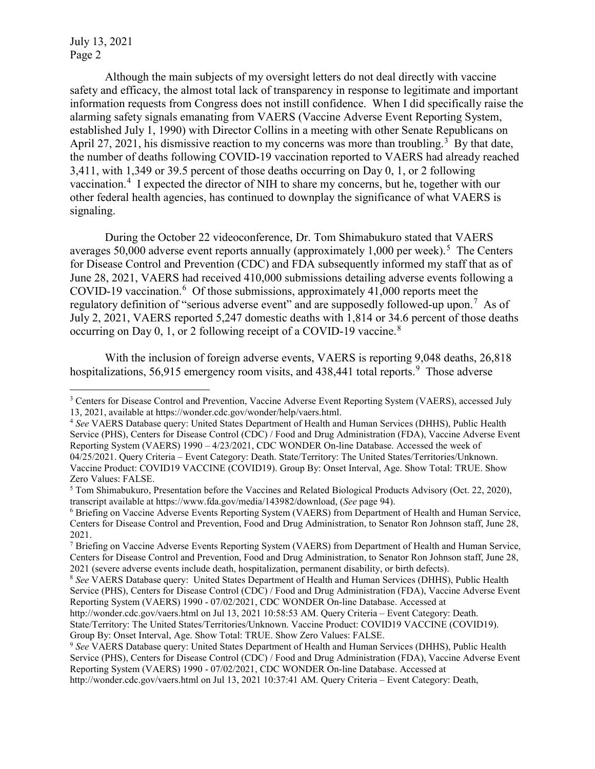Although the main subjects of my oversight letters do not deal directly with vaccine safety and efficacy, the almost total lack of transparency in response to legitimate and important information requests from Congress does not instill confidence. When I did specifically raise the alarming safety signals emanating from VAERS (Vaccine Adverse Event Reporting System, established July 1, 1990) with Director Collins in a meeting with other Senate Republicans on April 27, 2021, his dismissive reaction to my concerns was more than troubling.[3] By that date, the number of deaths following COVID-19 vaccination reported to VAERS had already reached 3,411, with 1,349 or 39.5 percent of those deaths occurring on Day 0, 1, or 2 following vaccination.[4] I expected the director of NIH to share my concerns, but he, together with our other federal health agencies, has continued to downplay the significance of what VAERS is signaling.

During the October 22 videoconference, Dr. Tom Shimabukuro stated that VAERS averages 50,000 adverse event reports annually (approximately 1,000 per week).[5] The Centers for Disease Control and Prevention (CDC) and FDA subsequently informed my staff that as of June 28, 2021, VAERS had received 410,000 submissions detailing adverse events following a COVID-19 vaccination.[6] Of those submissions, approximately 41,000 reports meet the regulatory definition of "serious adverse event" and are supposedly followed-up upon.[7] As of July 2, 2021, VAERS reported 5,247 domestic deaths with 1,814 or 34.6 percent of those deaths occurring on Day 0, 1, or 2 following receipt of a COVID-19 vaccine.[8]

With the inclusion of foreign adverse events, VAERS is reporting 9,048 deaths, 26,818 hospitalizations, 56,915 emergency room visits, and 438,441 total reports.[9] Those adverse

---

[3] Centers for Disease Control and Prevention, Vaccine Adverse Event Reporting System (VAERS), accessed July 13, 2021, available at https://wonder.cdc.gov/wonder/help/vaers.html.

[4] *See* VAERS Database query: United States Department of Health and Human Services (DHHS), Public Health Service (PHS), Centers for Disease Control (CDC) / Food and Drug Administration (FDA), Vaccine Adverse Event Reporting System (VAERS) 1990 – 4/23/2021, CDC WONDER On-line Database. Accessed the week of 04/25/2021. Query Criteria – Event Category: Death. State/Territory: The United States/Territories/Unknown. Vaccine Product: COVID19 VACCINE (COVID19). Group By: Onset Interval, Age. Show Total: TRUE. Show Zero Values: FALSE.

[5] Tom Shimabukuro, Presentation before the Vaccines and Related Biological Products Advisory (Oct. 22, 2020), transcript available at https://www.fda.gov/media/143982/download, (*See* page 94).

[6] Briefing on Vaccine Adverse Events Reporting System (VAERS) from Department of Health and Human Service, Centers for Disease Control and Prevention, Food and Drug Administration, to Senator Ron Johnson staff, June 28, 2021.

[7] Briefing on Vaccine Adverse Events Reporting System (VAERS) from Department of Health and Human Service, Centers for Disease Control and Prevention, Food and Drug Administration, to Senator Ron Johnson staff, June 28, 2021 (severe adverse events include death, hospitalization, permanent disability, or birth defects).

[8] *See* VAERS Database query: United States Department of Health and Human Services (DHHS), Public Health Service (PHS), Centers for Disease Control (CDC) / Food and Drug Administration (FDA), Vaccine Adverse Event Reporting System (VAERS) 1990 - 07/02/2021, CDC WONDER On-line Database. Accessed at http://wonder.cdc.gov/vaers.html on Jul 13, 2021 10:58:53 AM. Query Criteria – Event Category: Death. State/Territory: The United States/Territories/Unknown. Vaccine Product: COVID19 VACCINE (COVID19). Group By: Onset Interval, Age. Show Total: TRUE. Show Zero Values: FALSE.

[9] *See* VAERS Database query: United States Department of Health and Human Services (DHHS), Public Health Service (PHS), Centers for Disease Control (CDC) / Food and Drug Administration (FDA), Vaccine Adverse Event Reporting System (VAERS) 1990 - 07/02/2021, CDC WONDER On-line Database. Accessed at http://wonder.cdc.gov/vaers.html on Jul 13, 2021 10:37:41 AM. Query Criteria – Event Category: Death,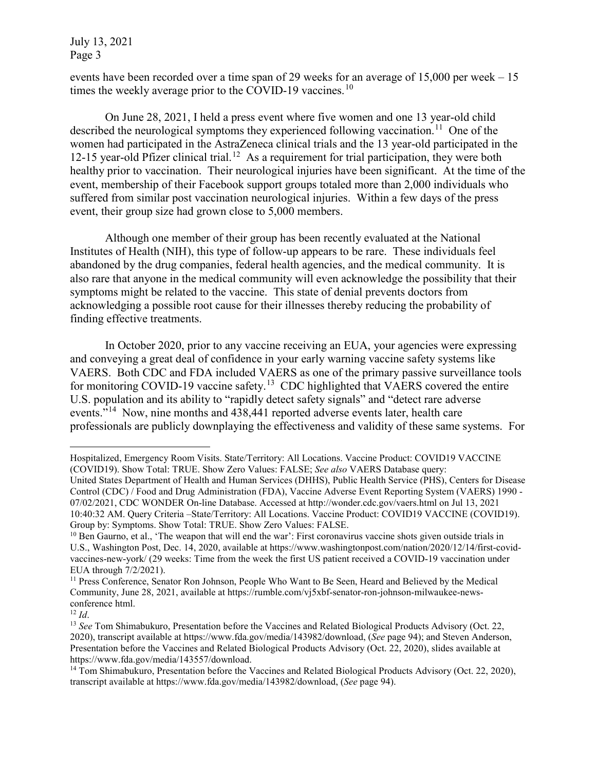events have been recorded over a time span of 29 weeks for an average of 15,000 per week – 15 times the weekly average prior to the COVID-19 vaccines.[10]

On June 28, 2021, I held a press event where five women and one 13 year-old child described the neurological symptoms they experienced following vaccination.[11] One of the women had participated in the AstraZeneca clinical trials and the 13 year-old participated in the 12-15 year-old Pfizer clinical trial.[12] As a requirement for trial participation, they were both healthy prior to vaccination. Their neurological injuries have been significant. At the time of the event, membership of their Facebook support groups totaled more than 2,000 individuals who suffered from similar post vaccination neurological injuries. Within a few days of the press event, their group size had grown close to 5,000 members.

Although one member of their group has been recently evaluated at the National Institutes of Health (NIH), this type of follow-up appears to be rare. These individuals feel abandoned by the drug companies, federal health agencies, and the medical community. It is also rare that anyone in the medical community will even acknowledge the possibility that their symptoms might be related to the vaccine. This state of denial prevents doctors from acknowledging a possible root cause for their illnesses thereby reducing the probability of finding effective treatments.

In October 2020, prior to any vaccine receiving an EUA, your agencies were expressing and conveying a great deal of confidence in your early warning vaccine safety systems like VAERS. Both CDC and FDA included VAERS as one of the primary passive surveillance tools for monitoring COVID-19 vaccine safety.[13] CDC highlighted that VAERS covered the entire U.S. population and its ability to "rapidly detect safety signals" and "detect rare adverse events."[14] Now, nine months and 438,441 reported adverse events later, health care professionals are publicly downplaying the effectiveness and validity of these same systems. For

---

Hospitalized, Emergency Room Visits. State/Territory: All Locations. Vaccine Product: COVID19 VACCINE (COVID19). Show Total: TRUE. Show Zero Values: FALSE; *See also* VAERS Database query: United States Department of Health and Human Services (DHHS), Public Health Service (PHS), Centers for Disease Control (CDC) / Food and Drug Administration (FDA), Vaccine Adverse Event Reporting System (VAERS) 1990 - 07/02/2021, CDC WONDER On-line Database. Accessed at http://wonder.cdc.gov/vaers.html on Jul 13, 2021 10:40:32 AM. Query Criteria –State/Territory: All Locations. Vaccine Product: COVID19 VACCINE (COVID19). Group by: Symptoms. Show Total: TRUE. Show Zero Values: FALSE.

[10] Ben Gaurno, et al., 'The weapon that will end the war': First coronavirus vaccine shots given outside trials in U.S., Washington Post, Dec. 14, 2020, available at https://www.washingtonpost.com/nation/2020/12/14/first-covid-vaccines-new-york/ (29 weeks: Time from the week the first US patient received a COVID-19 vaccination under EUA through 7/2/2021).

[11] Press Conference, Senator Ron Johnson, People Who Want to Be Seen, Heard and Believed by the Medical Community, June 28, 2021, available at https://rumble.com/vj5xbf-senator-ron-johnson-milwaukee-news-conference html.

[12] *Id*.

[13] *See* Tom Shimabukuro, Presentation before the Vaccines and Related Biological Products Advisory (Oct. 22, 2020), transcript available at https://www.fda.gov/media/143982/download, (*See* page 94); and Steven Anderson, Presentation before the Vaccines and Related Biological Products Advisory (Oct. 22, 2020), slides available at https://www.fda.gov/media/143557/download.

[14] Tom Shimabukuro, Presentation before the Vaccines and Related Biological Products Advisory (Oct. 22, 2020), transcript available at https://www.fda.gov/media/143982/download, (*See* page 94).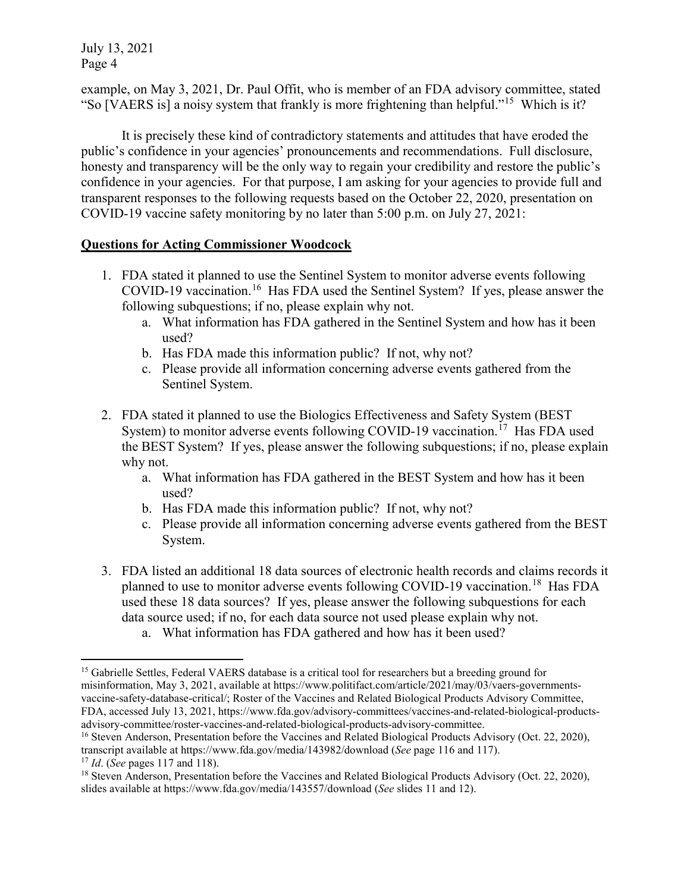example, on May 3, 2021, Dr. Paul Offit, who is member of an FDA advisory committee, stated "So [VAERS is] a noisy system that frankly is more frightening than helpful."[15] Which is it?

It is precisely these kind of contradictory statements and attitudes that have eroded the public's confidence in your agencies' pronouncements and recommendations. Full disclosure, honesty and transparency will be the only way to regain your credibility and restore the public's confidence in your agencies. For that purpose, I am asking for your agencies to provide full and transparent responses to the following requests based on the October 22, 2020, presentation on COVID-19 vaccine safety monitoring by no later than 5:00 p.m. on July 27, 2021:

**Questions for Acting Commissioner Woodcock**

1. FDA stated it planned to use the Sentinel System to monitor adverse events following COVID-19 vaccination.[16] Has FDA used the Sentinel System? If yes, please answer the following subquestions; if no, please explain why not.
   a. What information has FDA gathered in the Sentinel System and how has it been used?
   b. Has FDA made this information public? If not, why not?
   c. Please provide all information concerning adverse events gathered from the Sentinel System.

2. FDA stated it planned to use the Biologics Effectiveness and Safety System (BEST System) to monitor adverse events following COVID-19 vaccination.[17] Has FDA used the BEST System? If yes, please answer the following subquestions; if no, please explain why not.
   a. What information has FDA gathered in the BEST System and how has it been used?
   b. Has FDA made this information public? If not, why not?
   c. Please provide all information concerning adverse events gathered from the BEST System.

3. FDA listed an additional 18 data sources of electronic health records and claims records it planned to use to monitor adverse events following COVID-19 vaccination.[18] Has FDA used these 18 data sources? If yes, please answer the following subquestions for each data source used; if no, for each data source not used please explain why not.
   a. What information has FDA gathered and how has it been used?

---

[15] Gabrielle Settles, Federal VAERS database is a critical tool for researchers but a breeding ground for misinformation, May 3, 2021, available at https://www.politifact.com/article/2021/may/03/vaers-governments-vaccine-safety-database-critical/; Roster of the Vaccines and Related Biological Products Advisory Committee, FDA, accessed July 13, 2021, https://www.fda.gov/advisory-committees/vaccines-and-related-biological-products-advisory-committee/roster-vaccines-and-related-biological-products-advisory-committee.

[16] Steven Anderson, Presentation before the Vaccines and Related Biological Products Advisory (Oct. 22, 2020), transcript available at https://www.fda.gov/media/143982/download (*See* page 116 and 117).

[17] *Id*. (*See* pages 117 and 118).

[18] Steven Anderson, Presentation before the Vaccines and Related Biological Products Advisory (Oct. 22, 2020), slides available at https://www.fda.gov/media/143557/download (*See* slides 11 and 12).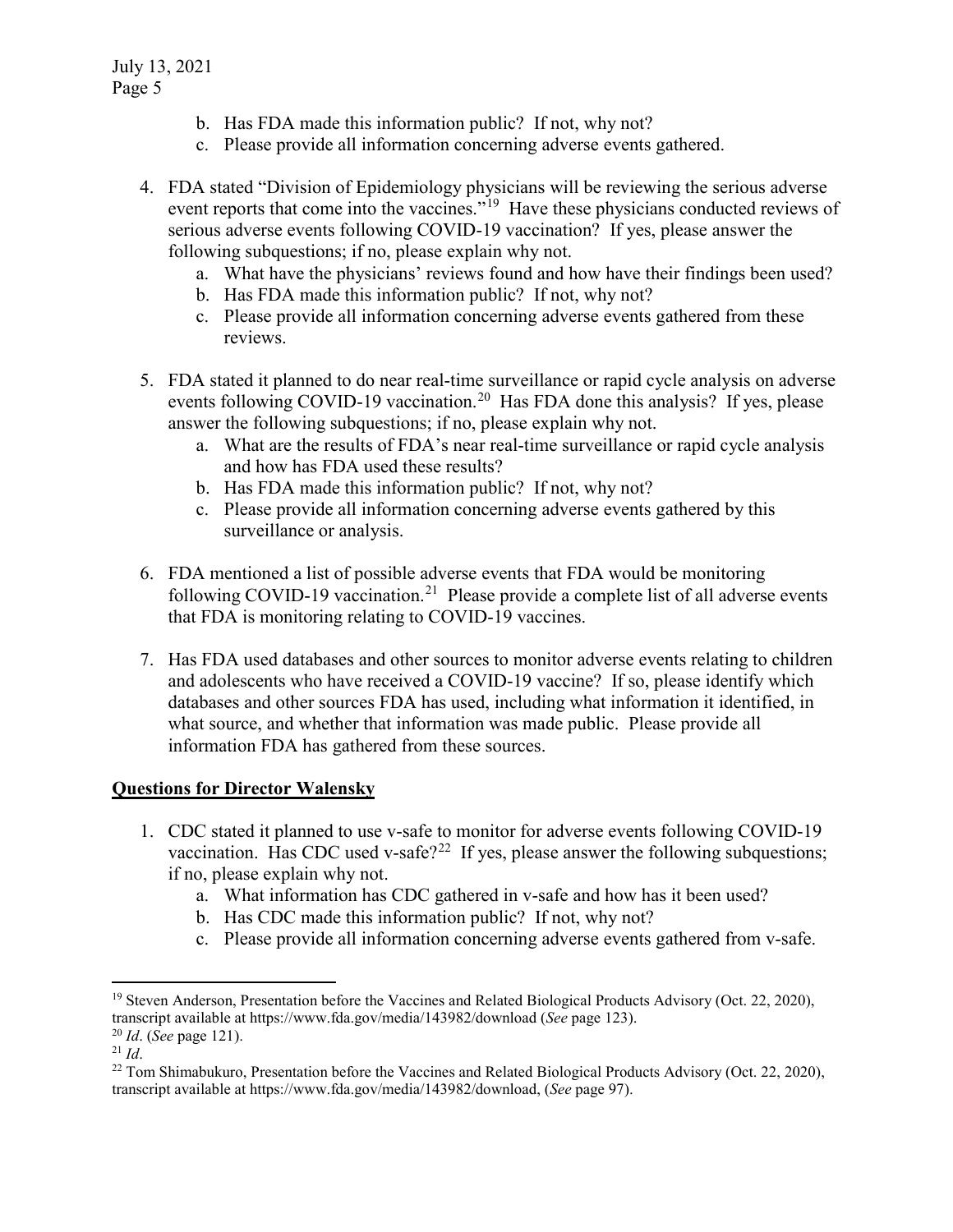b. Has FDA made this information public? If not, why not?
   c. Please provide all information concerning adverse events gathered.

4. FDA stated "Division of Epidemiology physicians will be reviewing the serious adverse event reports that come into the vaccines."[19] Have these physicians conducted reviews of serious adverse events following COVID-19 vaccination? If yes, please answer the following subquestions; if no, please explain why not.
   a. What have the physicians' reviews found and how have their findings been used?
   b. Has FDA made this information public? If not, why not?
   c. Please provide all information concerning adverse events gathered from these reviews.

5. FDA stated it planned to do near real-time surveillance or rapid cycle analysis on adverse events following COVID-19 vaccination.[20] Has FDA done this analysis? If yes, please answer the following subquestions; if no, please explain why not.
   a. What are the results of FDA's near real-time surveillance or rapid cycle analysis and how has FDA used these results?
   b. Has FDA made this information public? If not, why not?
   c. Please provide all information concerning adverse events gathered by this surveillance or analysis.

6. FDA mentioned a list of possible adverse events that FDA would be monitoring following COVID-19 vaccination.[21] Please provide a complete list of all adverse events that FDA is monitoring relating to COVID-19 vaccines.

7. Has FDA used databases and other sources to monitor adverse events relating to children and adolescents who have received a COVID-19 vaccine? If so, please identify which databases and other sources FDA has used, including what information it identified, in what source, and whether that information was made public. Please provide all information FDA has gathered from these sources.

## **Questions for Director Walensky**

1. CDC stated it planned to use v-safe to monitor for adverse events following COVID-19 vaccination. Has CDC used v-safe?[22] If yes, please answer the following subquestions; if no, please explain why not.
   a. What information has CDC gathered in v-safe and how has it been used?
   b. Has CDC made this information public? If not, why not?
   c. Please provide all information concerning adverse events gathered from v-safe.

---

[19] Steven Anderson, Presentation before the Vaccines and Related Biological Products Advisory (Oct. 22, 2020), transcript available at https://www.fda.gov/media/143982/download (*See* page 123).

[20] *Id*. (*See* page 121).

[21] *Id*.

[22] Tom Shimabukuro, Presentation before the Vaccines and Related Biological Products Advisory (Oct. 22, 2020), transcript available at https://www.fda.gov/media/143982/download, (*See* page 97).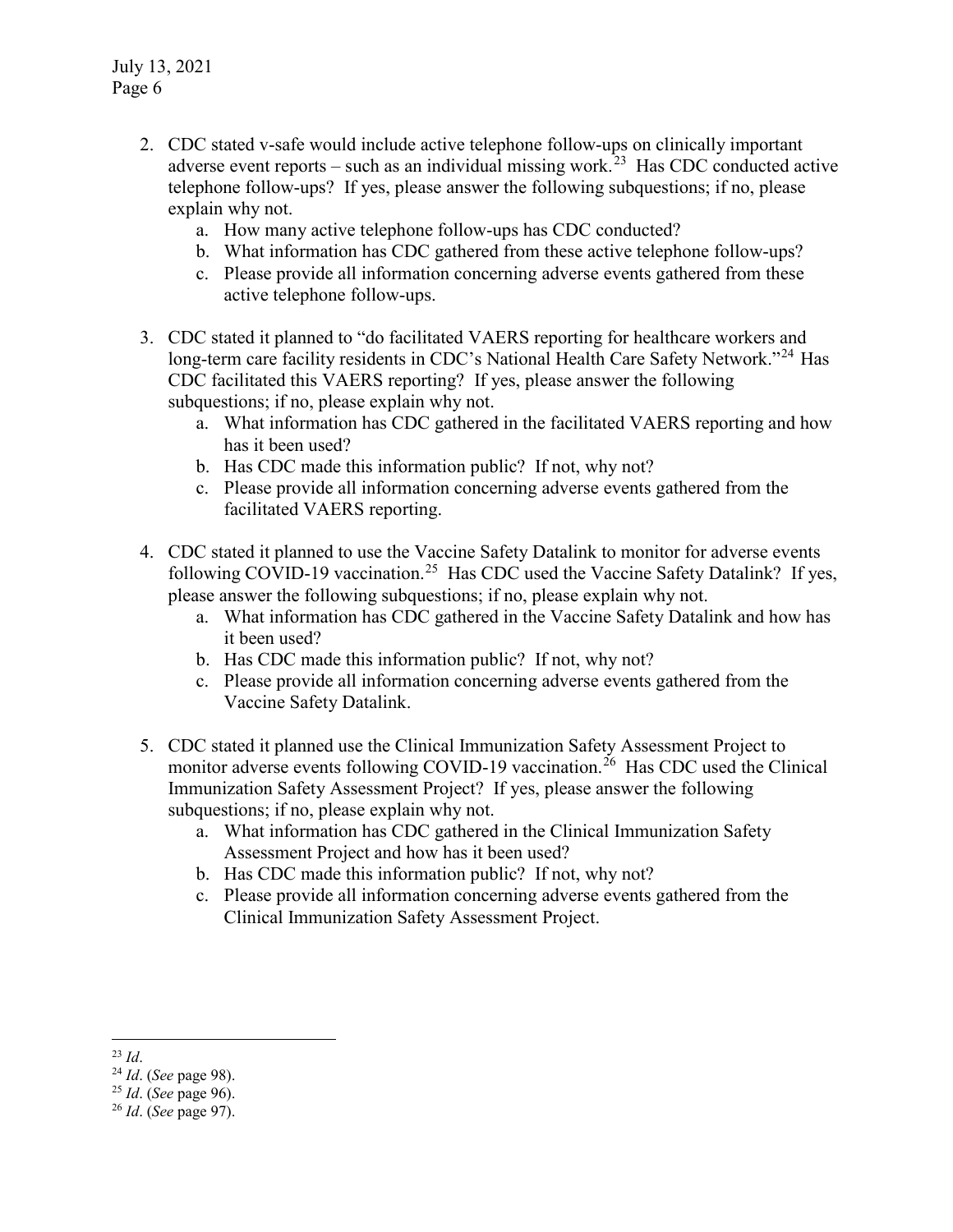2. CDC stated v-safe would include active telephone follow-ups on clinically important adverse event reports – such as an individual missing work.[23] Has CDC conducted active telephone follow-ups? If yes, please answer the following subquestions; if no, please explain why not.
    a. How many active telephone follow-ups has CDC conducted?
    b. What information has CDC gathered from these active telephone follow-ups?
    c. Please provide all information concerning adverse events gathered from these active telephone follow-ups.

3. CDC stated it planned to "do facilitated VAERS reporting for healthcare workers and long-term care facility residents in CDC's National Health Care Safety Network."[24] Has CDC facilitated this VAERS reporting? If yes, please answer the following subquestions; if no, please explain why not.
    a. What information has CDC gathered in the facilitated VAERS reporting and how has it been used?
    b. Has CDC made this information public? If not, why not?
    c. Please provide all information concerning adverse events gathered from the facilitated VAERS reporting.

4. CDC stated it planned to use the Vaccine Safety Datalink to monitor for adverse events following COVID-19 vaccination.[25] Has CDC used the Vaccine Safety Datalink? If yes, please answer the following subquestions; if no, please explain why not.
    a. What information has CDC gathered in the Vaccine Safety Datalink and how has it been used?
    b. Has CDC made this information public? If not, why not?
    c. Please provide all information concerning adverse events gathered from the Vaccine Safety Datalink.

5. CDC stated it planned use the Clinical Immunization Safety Assessment Project to monitor adverse events following COVID-19 vaccination.[26] Has CDC used the Clinical Immunization Safety Assessment Project? If yes, please answer the following subquestions; if no, please explain why not.
    a. What information has CDC gathered in the Clinical Immunization Safety Assessment Project and how has it been used?
    b. Has CDC made this information public? If not, why not?
    c. Please provide all information concerning adverse events gathered from the Clinical Immunization Safety Assessment Project.

---

[23] *Id*.

[24] *Id*. (*See* page 98).

[25] *Id*. (*See* page 96).

[26] *Id*. (*See* page 97).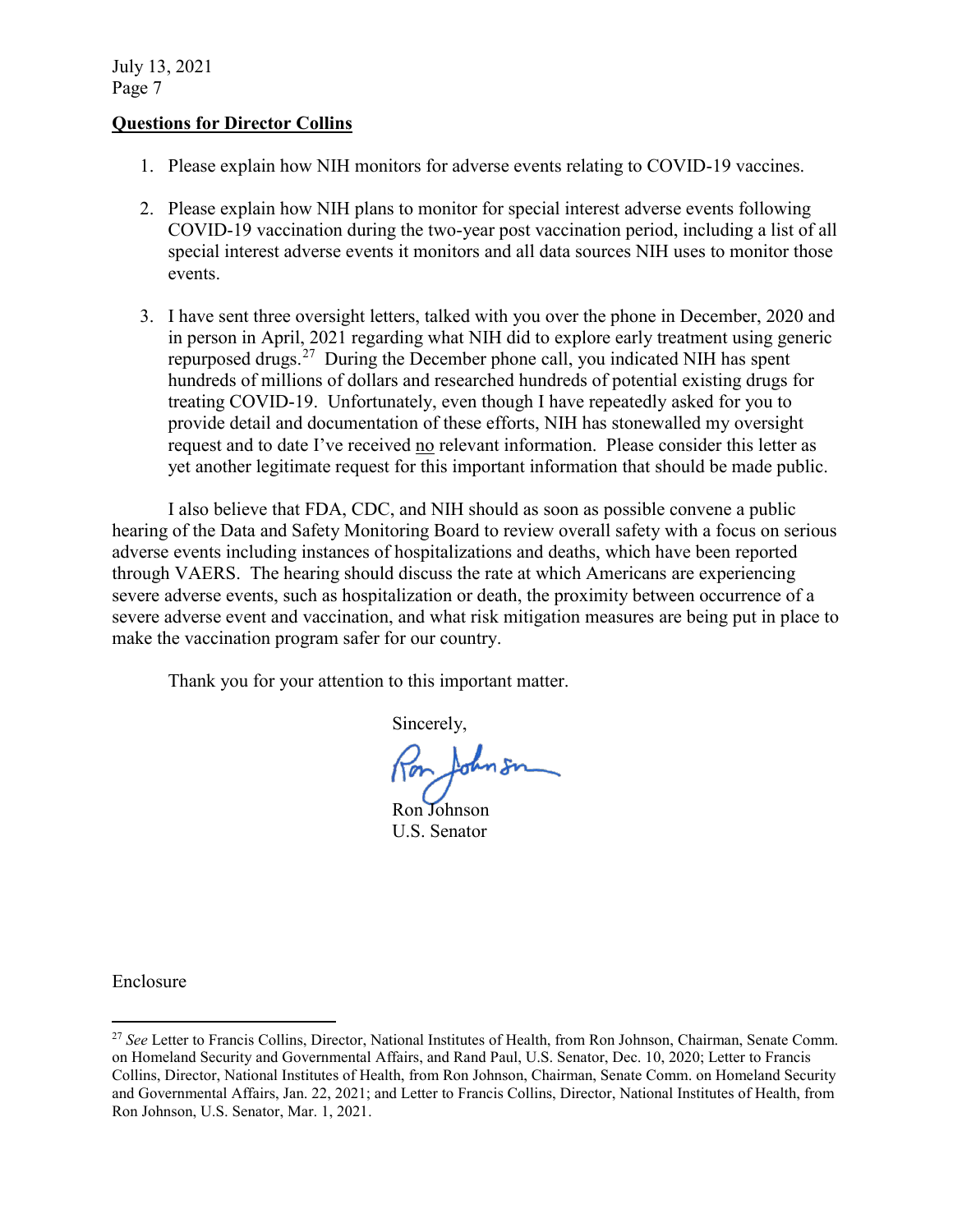**Questions for Director Collins**

1. Please explain how NIH monitors for adverse events relating to COVID-19 vaccines.

2. Please explain how NIH plans to monitor for special interest adverse events following COVID-19 vaccination during the two-year post vaccination period, including a list of all special interest adverse events it monitors and all data sources NIH uses to monitor those events.

3. I have sent three oversight letters, talked with you over the phone in December, 2020 and in person in April, 2021 regarding what NIH did to explore early treatment using generic repurposed drugs.[27] During the December phone call, you indicated NIH has spent hundreds of millions of dollars and researched hundreds of potential existing drugs for treating COVID-19. Unfortunately, even though I have repeatedly asked for you to provide detail and documentation of these efforts, NIH has stonewalled my oversight request and to date I've received <u>no</u> relevant information. Please consider this letter as yet another legitimate request for this important information that should be made public.

I also believe that FDA, CDC, and NIH should as soon as possible convene a public hearing of the Data and Safety Monitoring Board to review overall safety with a focus on serious adverse events including instances of hospitalizations and deaths, which have been reported through VAERS. The hearing should discuss the rate at which Americans are experiencing severe adverse events, such as hospitalization or death, the proximity between occurrence of a severe adverse event and vaccination, and what risk mitigation measures are being put in place to make the vaccination program safer for our country.

Thank you for your attention to this important matter.

Sincerely,

Ron Johnson
U.S. Senator

Enclosure

---

[27] *See* Letter to Francis Collins, Director, National Institutes of Health, from Ron Johnson, Chairman, Senate Comm. on Homeland Security and Governmental Affairs, and Rand Paul, U.S. Senator, Dec. 10, 2020; Letter to Francis Collins, Director, National Institutes of Health, from Ron Johnson, Chairman, Senate Comm. on Homeland Security and Governmental Affairs, Jan. 22, 2021; and Letter to Francis Collins, Director, National Institutes of Health, from Ron Johnson, U.S. Senator, Mar. 1, 2021.